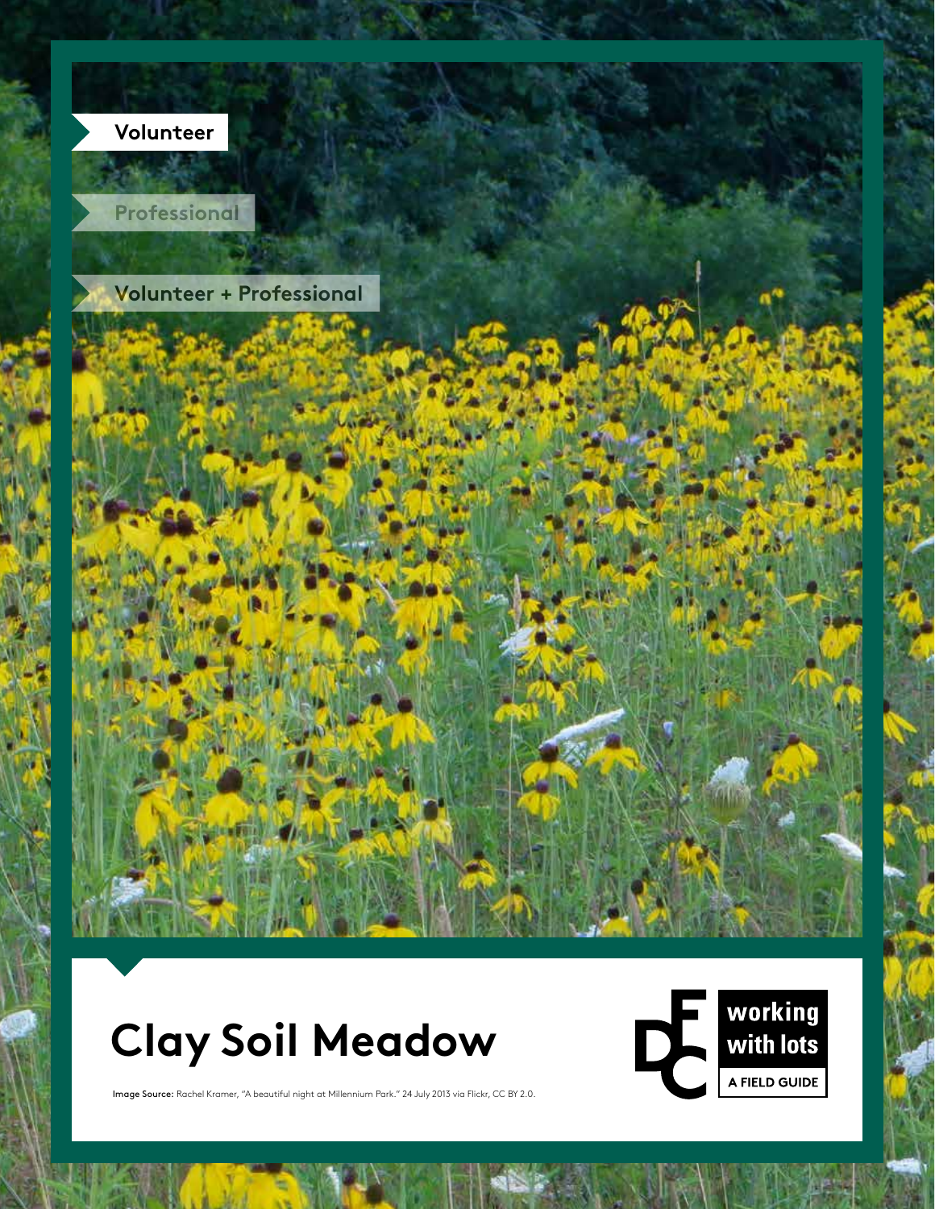Volunteer

Professional

Volunteer + Professional

# Clay Soil Meadow

**Image Source:** Rachel Kramer, "A beautiful night at Millennium Park." 24 July 2013 via Flickr, CC BY 2.0.

working with lots

A FIELD GUIDE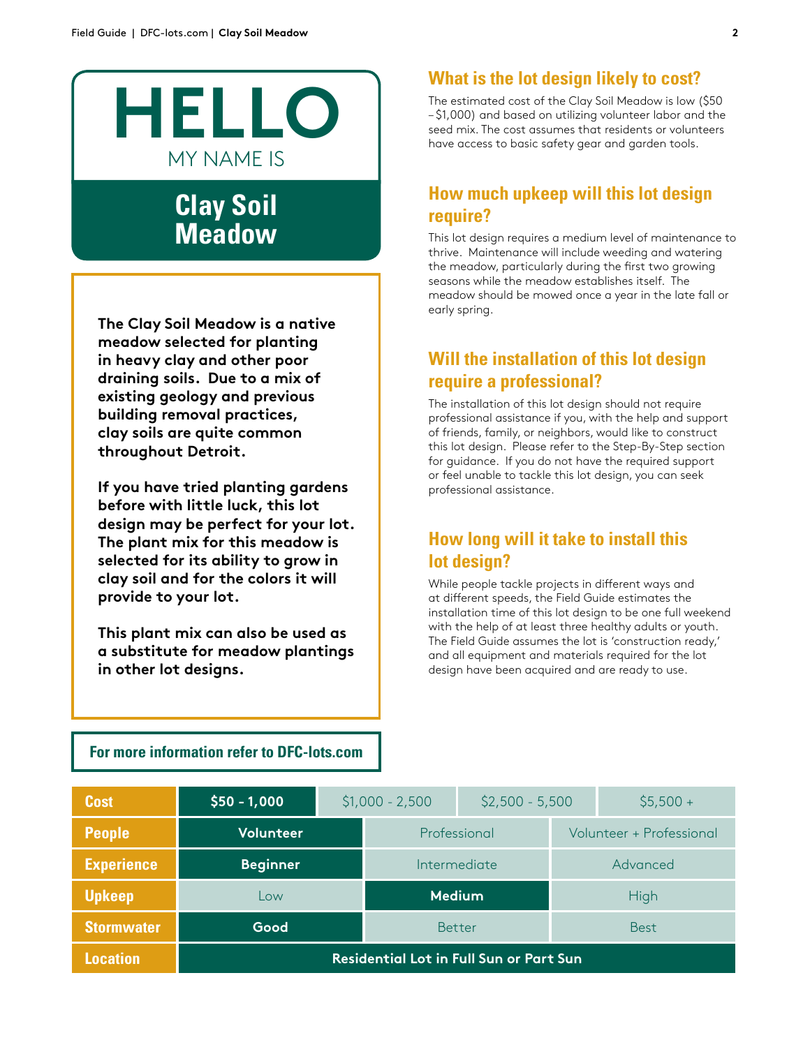# HELLO

MY NAME IS

## Clay Soil Meadow

**The Clay Soil Meadow is a native meadow selected for planting in heavy clay and other poor draining soils. Due to a mix of existing geology and previous building removal practices, clay soils are quite common throughout Detroit.**

**If you have tried planting gardens before with little luck, this lot design may be perfect for your lot. The plant mix for this meadow is selected for its ability to grow in clay soil and for the colors it will provide to your lot.**

**This plant mix can also be used as a substitute for meadow plantings in other lot designs.**

**For more information refer to DFC-lots.com**

### What is the lot design likely to cost?

The estimated cost of the Clay Soil Meadow is low ($50 – $1,000) and based on utilizing volunteer labor and the seed mix. The cost assumes that residents or volunteers have access to basic safety gear and garden tools.

### How much upkeep will this lot design require?

This lot design requires a medium level of maintenance to thrive. Maintenance will include weeding and watering the meadow, particularly during the first two growing seasons while the meadow establishes itself. The meadow should be mowed once a year in the late fall or early spring.

### Will the installation of this lot design require a professional?

The installation of this lot design should not require professional assistance if you, with the help and support of friends, family, or neighbors, would like to construct this lot design. Please refer to the Step-By-Step section for guidance. If you do not have the required support or feel unable to tackle this lot design, you can seek professional assistance.

### How long will it take to install this lot design?

While people tackle projects in different ways and at different speeds, the Field Guide estimates the installation time of this lot design to be one full weekend with the help of at least three healthy adults or youth. The Field Guide assumes the lot is 'construction ready,' and all equipment and materials required for the lot design have been acquired and are ready to use.

| | | | | |
|---|---|---|---|---|
| **Cost** | **$50 - 1,000** | $1,000 - 2,500 | $2,500 - 5,500 | $5,500 + |
| **People** | **Volunteer** | Professional | Volunteer + Professional | |
| **Experience** | **Beginner** | Intermediate | Advanced | |
| **Upkeep** | Low | **Medium** | High | |
| **Stormwater** | **Good** | Better | Best | |
| **Location** | **Residential Lot in Full Sun or Part Sun** | | | |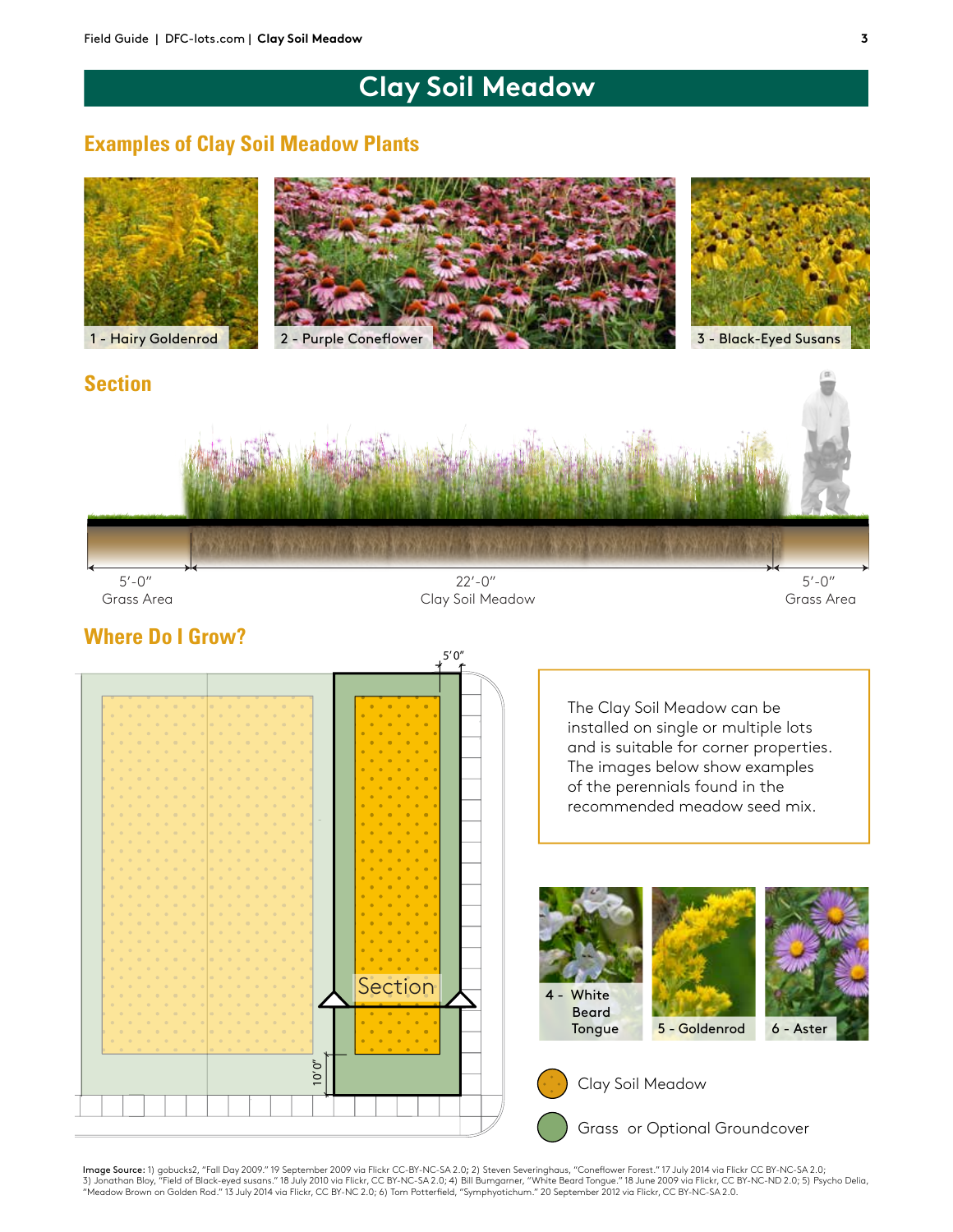# Clay Soil Meadow

## Examples of Clay Soil Meadow Plants

1 - Hairy Goldenrod

2 - Purple Coneflower

3 - Black-Eyed Susans

## Section

5'-0" Grass Area

22'-0" Clay Soil Meadow

5'-0" Grass Area

## Where Do I Grow?

5'0"

Section

10'0"

The Clay Soil Meadow can be installed on single or multiple lots and is suitable for corner properties. The images below show examples of the perennials found in the recommended meadow seed mix.

4 - White Beard Tongue

5 - Goldenrod

6 - Aster

Clay Soil Meadow

Grass or Optional Groundcover

**Image Source:** 1) gobucks2, "Fall Day 2009." 19 September 2009 via Flickr CC-BY-NC-SA 2.0; 2) Steven Severinghaus, "Coneflower Forest." 17 July 2014 via Flickr CC BY-NC-SA 2.0; 3) Jonathan Bloy, "Field of Black-eyed susans." 18 July 2010 via Flickr, CC BY-NC-SA 2.0; 4) Bill Bumgarner, "White Beard Tongue." 18 June 2009 via Flickr, CC BY-NC-ND 2.0; 5) Psycho Delia, "Meadow Brown on Golden Rod." 13 July 2014 via Flickr, CC BY-NC 2.0; 6) Tom Potterfield, "Symphyotichum." 20 September 2012 via Flickr, CC BY-NC-SA 2.0.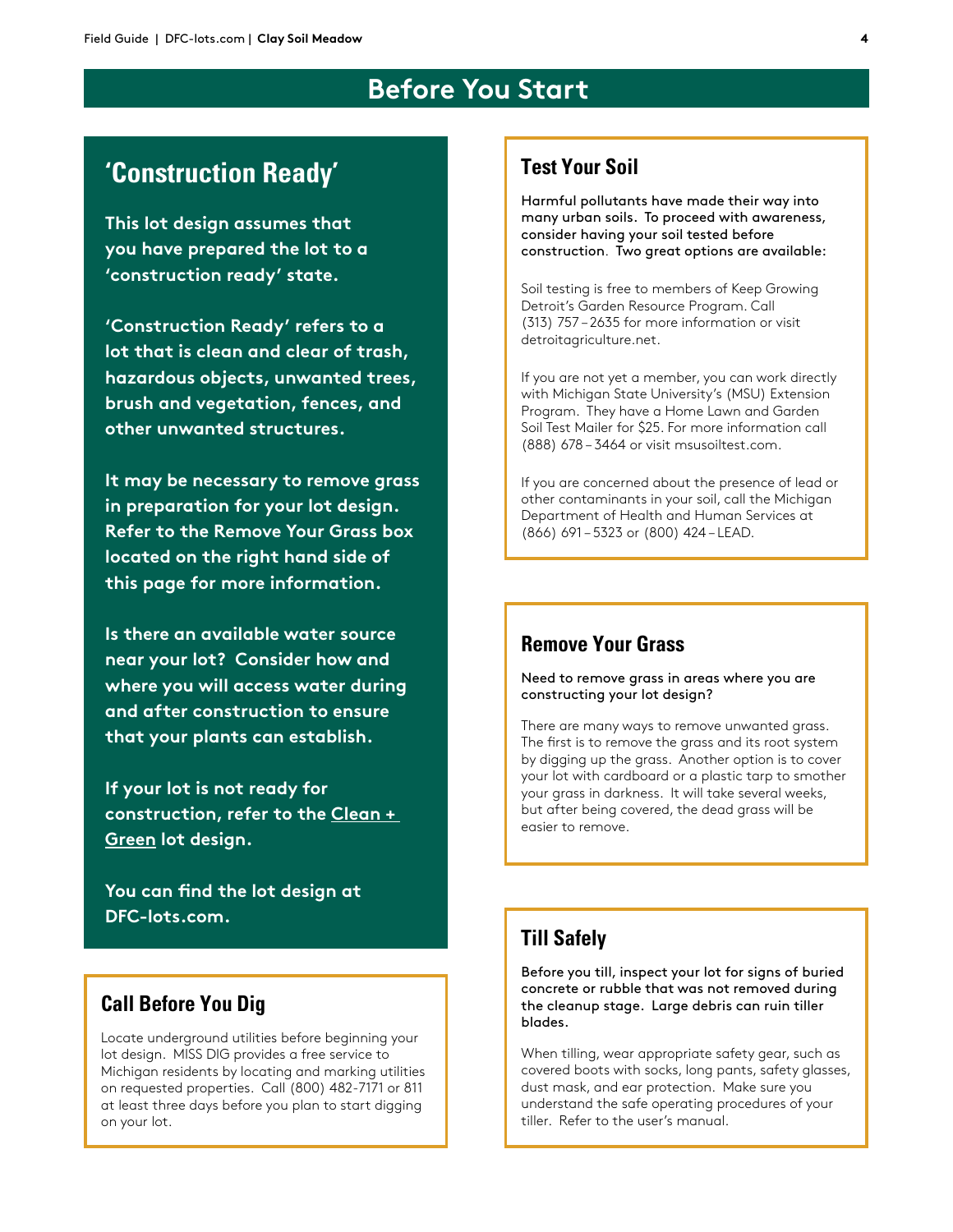# Before You Start

## 'Construction Ready'

**This lot design assumes that you have prepared the lot to a 'construction ready' state.**

**'Construction Ready' refers to a lot that is clean and clear of trash, hazardous objects, unwanted trees, brush and vegetation, fences, and other unwanted structures.**

**It may be necessary to remove grass in preparation for your lot design. Refer to the Remove Your Grass box located on the right hand side of this page for more information.**

**Is there an available water source near your lot? Consider how and where you will access water during and after construction to ensure that your plants can establish.**

**If your lot is not ready for construction, refer to the Clean + Green lot design.**

**You can find the lot design at DFC-lots.com.**

## Call Before You Dig

Locate underground utilities before beginning your lot design. MISS DIG provides a free service to Michigan residents by locating and marking utilities on requested properties. Call (800) 482-7171 or 811 at least three days before you plan to start digging on your lot.

## Test Your Soil

**Harmful pollutants have made their way into many urban soils. To proceed with awareness, consider having your soil tested before construction. Two great options are available:**

Soil testing is free to members of Keep Growing Detroit's Garden Resource Program. Call (313) 757 – 2635 for more information or visit detroitagriculture.net.

If you are not yet a member, you can work directly with Michigan State University's (MSU) Extension Program. They have a Home Lawn and Garden Soil Test Mailer for $25. For more information call (888) 678 – 3464 or visit msusoiltest.com.

If you are concerned about the presence of lead or other contaminants in your soil, call the Michigan Department of Health and Human Services at (866) 691 – 5323 or (800) 424 – LEAD.

## Remove Your Grass

**Need to remove grass in areas where you are constructing your lot design?**

There are many ways to remove unwanted grass. The first is to remove the grass and its root system by digging up the grass. Another option is to cover your lot with cardboard or a plastic tarp to smother your grass in darkness. It will take several weeks, but after being covered, the dead grass will be easier to remove.

## Till Safely

**Before you till, inspect your lot for signs of buried concrete or rubble that was not removed during the cleanup stage. Large debris can ruin tiller blades.**

When tilling, wear appropriate safety gear, such as covered boots with socks, long pants, safety glasses, dust mask, and ear protection. Make sure you understand the safe operating procedures of your tiller. Refer to the user's manual.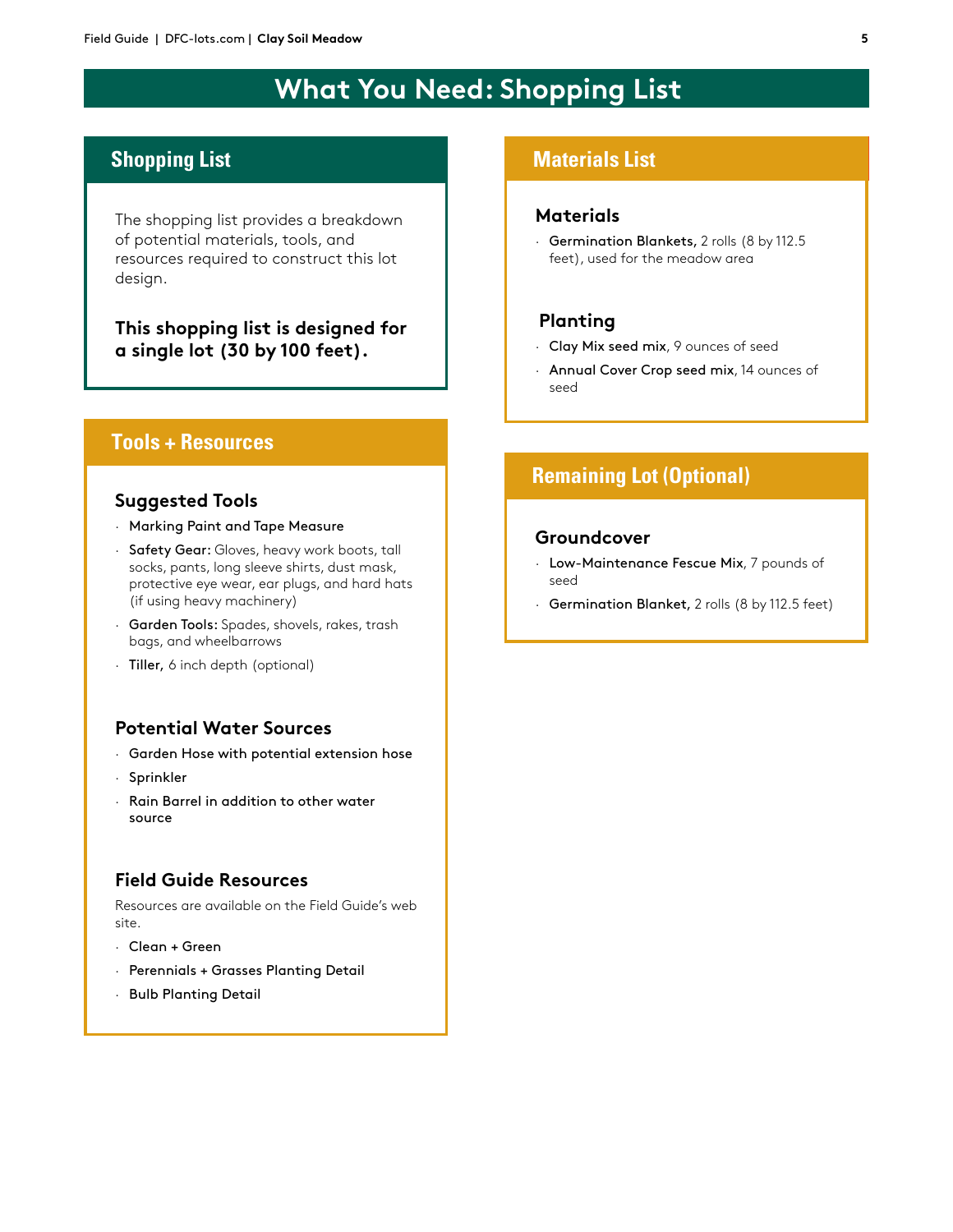# What You Need: Shopping List

## Shopping List

The shopping list provides a breakdown of potential materials, tools, and resources required to construct this lot design.

**This shopping list is designed for a single lot (30 by 100 feet).**

## Tools + Resources

### Suggested Tools

- **Marking Paint and Tape Measure**
- **Safety Gear:** Gloves, heavy work boots, tall socks, pants, long sleeve shirts, dust mask, protective eye wear, ear plugs, and hard hats (if using heavy machinery)
- **Garden Tools:** Spades, shovels, rakes, trash bags, and wheelbarrows
- **Tiller,** 6 inch depth (optional)

### Potential Water Sources

- **Garden Hose with potential extension hose**
- **Sprinkler**
- **Rain Barrel in addition to other water source**

### Field Guide Resources

Resources are available on the Field Guide's web site.

- **Clean + Green**
- **Perennials + Grasses Planting Detail**
- **Bulb Planting Detail**

## Materials List

### Materials

- **Germination Blankets,** 2 rolls (8 by 112.5 feet), used for the meadow area

### Planting

- **Clay Mix seed mix**, 9 ounces of seed
- **Annual Cover Crop seed mix**, 14 ounces of seed

## Remaining Lot (Optional)

### Groundcover

- **Low-Maintenance Fescue Mix**, 7 pounds of seed
- **Germination Blanket,** 2 rolls (8 by 112.5 feet)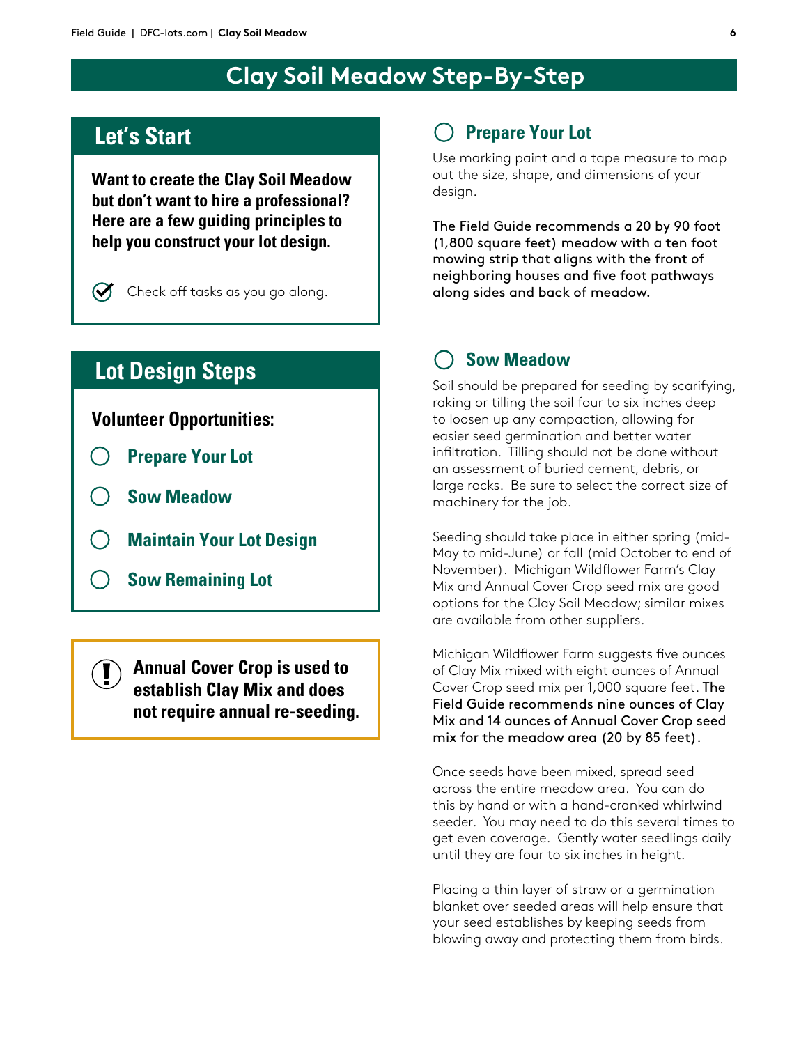# Clay Soil Meadow Step-By-Step

## Let's Start

**Want to create the Clay Soil Meadow but don't want to hire a professional? Here are a few guiding principles to help you construct your lot design.**

Check off tasks as you go along.

## Lot Design Steps

**Volunteer Opportunities:**

- ○ Prepare Your Lot
- ○ Sow Meadow
- ○ Maintain Your Lot Design
- ○ Sow Remaining Lot

**Annual Cover Crop is used to establish Clay Mix and does not require annual re-seeding.**

### ○ Prepare Your Lot

Use marking paint and a tape measure to map out the size, shape, and dimensions of your design.

The Field Guide recommends a 20 by 90 foot (1,800 square feet) meadow with a ten foot mowing strip that aligns with the front of neighboring houses and five foot pathways along sides and back of meadow.

### ○ Sow Meadow

Soil should be prepared for seeding by scarifying, raking or tilling the soil four to six inches deep to loosen up any compaction, allowing for easier seed germination and better water infiltration. Tilling should not be done without an assessment of buried cement, debris, or large rocks. Be sure to select the correct size of machinery for the job.

Seeding should take place in either spring (mid-May to mid-June) or fall (mid October to end of November). Michigan Wildflower Farm's Clay Mix and Annual Cover Crop seed mix are good options for the Clay Soil Meadow; similar mixes are available from other suppliers.

Michigan Wildflower Farm suggests five ounces of Clay Mix mixed with eight ounces of Annual Cover Crop seed mix per 1,000 square feet. The Field Guide recommends nine ounces of Clay Mix and 14 ounces of Annual Cover Crop seed mix for the meadow area (20 by 85 feet).

Once seeds have been mixed, spread seed across the entire meadow area. You can do this by hand or with a hand-cranked whirlwind seeder. You may need to do this several times to get even coverage. Gently water seedlings daily until they are four to six inches in height.

Placing a thin layer of straw or a germination blanket over seeded areas will help ensure that your seed establishes by keeping seeds from blowing away and protecting them from birds.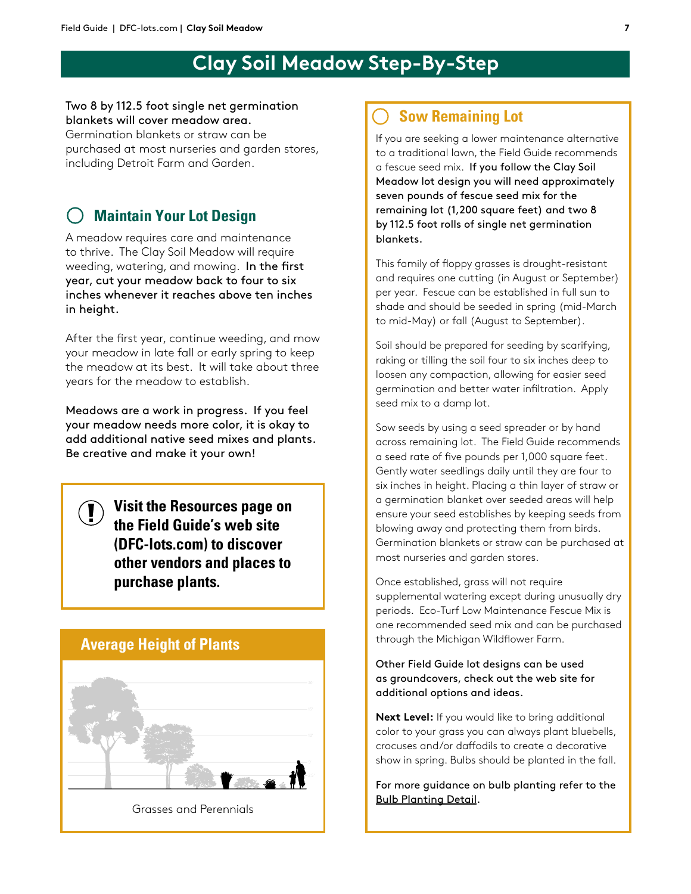# Clay Soil Meadow Step-By-Step

**Two 8 by 112.5 foot single net germination blankets will cover meadow area.** Germination blankets or straw can be purchased at most nurseries and garden stores, including Detroit Farm and Garden.

## Maintain Your Lot Design

A meadow requires care and maintenance to thrive. The Clay Soil Meadow will require weeding, watering, and mowing. **In the first year, cut your meadow back to four to six inches whenever it reaches above ten inches in height.**

After the first year, continue weeding, and mow your meadow in late fall or early spring to keep the meadow at its best. It will take about three years for the meadow to establish.

**Meadows are a work in progress. If you feel your meadow needs more color, it is okay to add additional native seed mixes and plants. Be creative and make it your own!**

**Visit the Resources page on the Field Guide's web site (DFC-lots.com) to discover other vendors and places to purchase plants.**

### Average Height of Plants

Grasses and Perennials

## Sow Remaining Lot

If you are seeking a lower maintenance alternative to a traditional lawn, the Field Guide recommends a fescue seed mix. **If you follow the Clay Soil Meadow lot design you will need approximately seven pounds of fescue seed mix for the remaining lot (1,200 square feet) and two 8 by 112.5 foot rolls of single net germination blankets.**

This family of floppy grasses is drought-resistant and requires one cutting (in August or September) per year. Fescue can be established in full sun to shade and should be seeded in spring (mid-March to mid-May) or fall (August to September).

Soil should be prepared for seeding by scarifying, raking or tilling the soil four to six inches deep to loosen any compaction, allowing for easier seed germination and better water infiltration. Apply seed mix to a damp lot.

Sow seeds by using a seed spreader or by hand across remaining lot. The Field Guide recommends a seed rate of five pounds per 1,000 square feet. Gently water seedlings daily until they are four to six inches in height. Placing a thin layer of straw or a germination blanket over seeded areas will help ensure your seed establishes by keeping seeds from blowing away and protecting them from birds. Germination blankets or straw can be purchased at most nurseries and garden stores.

Once established, grass will not require supplemental watering except during unusually dry periods. Eco-Turf Low Maintenance Fescue Mix is one recommended seed mix and can be purchased through the Michigan Wildflower Farm.

Other Field Guide lot designs can be used as groundcovers, check out the web site for additional options and ideas.

**Next Level:** If you would like to bring additional color to your grass you can always plant bluebells, crocuses and/or daffodils to create a decorative show in spring. Bulbs should be planted in the fall.

For more guidance on bulb planting refer to the Bulb Planting Detail.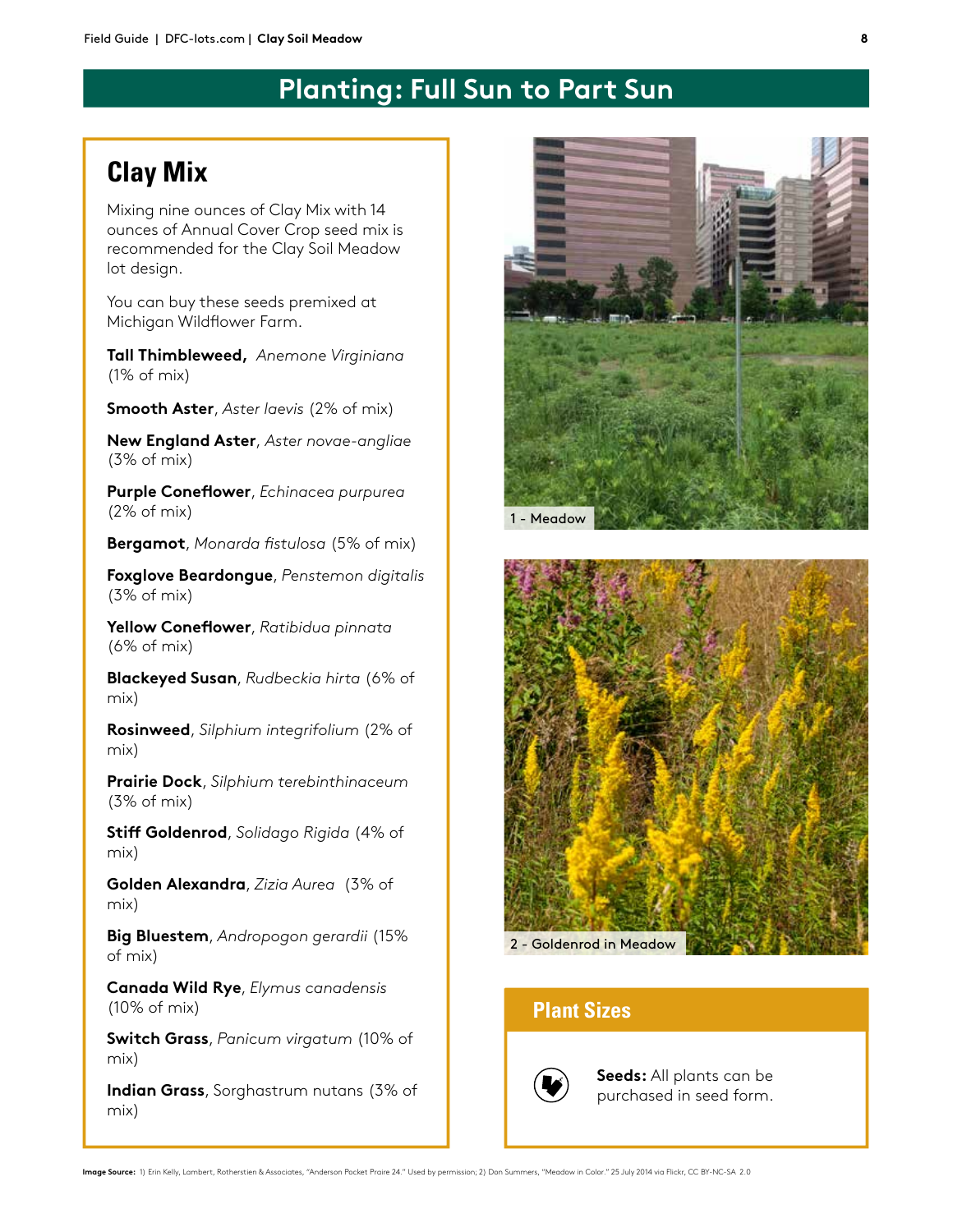# Planting: Full Sun to Part Sun

## Clay Mix

Mixing nine ounces of Clay Mix with 14 ounces of Annual Cover Crop seed mix is recommended for the Clay Soil Meadow lot design.

You can buy these seeds premixed at Michigan Wildflower Farm.

**Tall Thimbleweed,** *Anemone Virginiana* (1% of mix)

**Smooth Aster**, *Aster laevis* (2% of mix)

**New England Aster**, *Aster novae-angliae* (3% of mix)

**Purple Coneflower**, *Echinacea purpurea* (2% of mix)

**Bergamot**, *Monarda fistulosa* (5% of mix)

**Foxglove Beardongue**, *Penstemon digitalis* (3% of mix)

**Yellow Coneflower**, *Ratibidua pinnata* (6% of mix)

**Blackeyed Susan**, *Rudbeckia hirta* (6% of mix)

**Rosinweed**, *Silphium integrifolium* (2% of mix)

**Prairie Dock**, *Silphium terebinthinaceum* (3% of mix)

**Stiff Goldenrod**, *Solidago Rigida* (4% of mix)

**Golden Alexandra**, *Zizia Aurea* (3% of mix)

**Big Bluestem**, *Andropogon gerardii* (15% of mix)

**Canada Wild Rye**, *Elymus canadensis* (10% of mix)

**Switch Grass**, *Panicum virgatum* (10% of mix)

**Indian Grass**, Sorghastrum nutans (3% of mix)

1 - Meadow

2 - Goldenrod in Meadow

## Plant Sizes

**Seeds:** All plants can be purchased in seed form.

**Image Source:** 1) Erin Kelly, Lambert, Rotherstien & Associates, "Anderson Pocket Praire 24." Used by permission; 2) Don Summers, "Meadow in Color." 25 July 2014 via Flickr, CC BY-NC-SA 2.0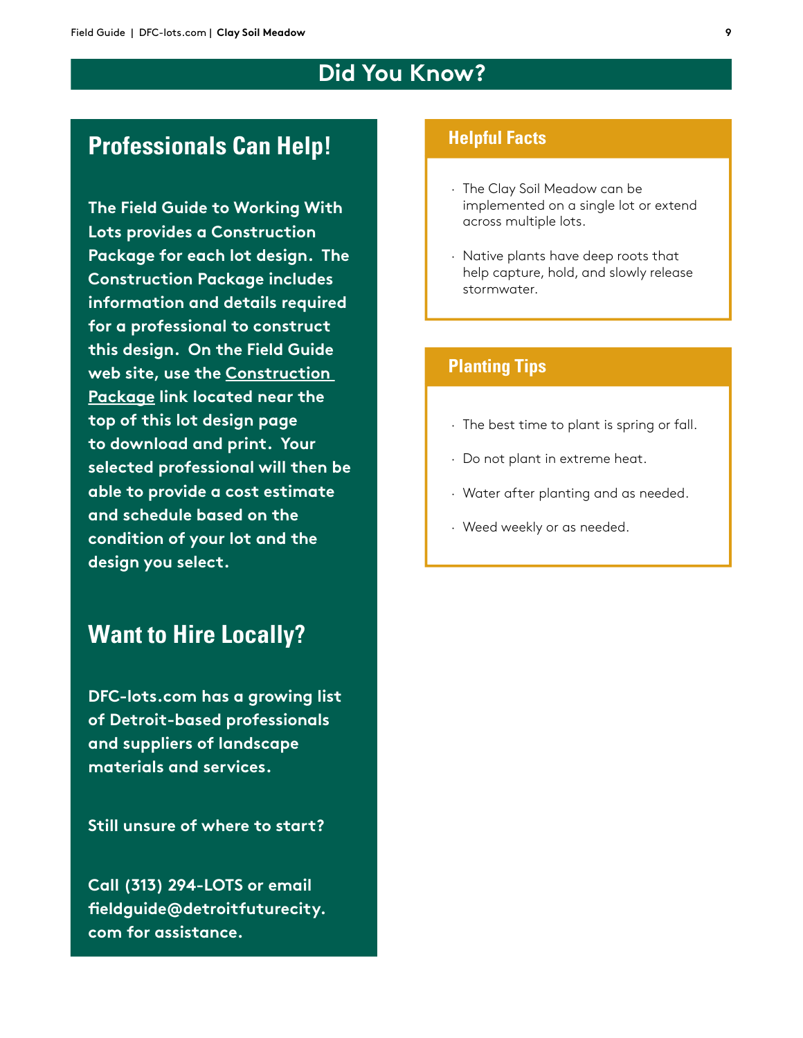# Did You Know?

## Professionals Can Help!

**The Field Guide to Working With Lots provides a Construction Package for each lot design. The Construction Package includes information and details required for a professional to construct this design. On the Field Guide web site, use the Construction Package link located near the top of this lot design page to download and print. Your selected professional will then be able to provide a cost estimate and schedule based on the condition of your lot and the design you select.**

## Want to Hire Locally?

**DFC-lots.com has a growing list of Detroit-based professionals and suppliers of landscape materials and services.**

**Still unsure of where to start?**

**Call (313) 294-LOTS or email fieldguide@detroitfuturecity.com for assistance.**

## Helpful Facts

- The Clay Soil Meadow can be implemented on a single lot or extend across multiple lots.
- Native plants have deep roots that help capture, hold, and slowly release stormwater.

## Planting Tips

- The best time to plant is spring or fall.
- Do not plant in extreme heat.
- Water after planting and as needed.
- Weed weekly or as needed.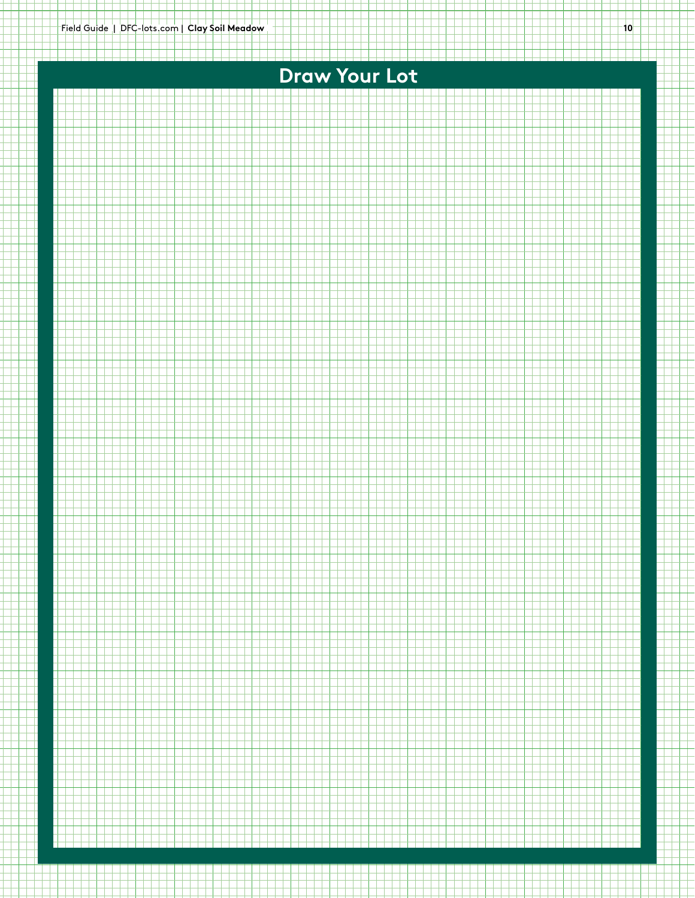# Draw Your Lot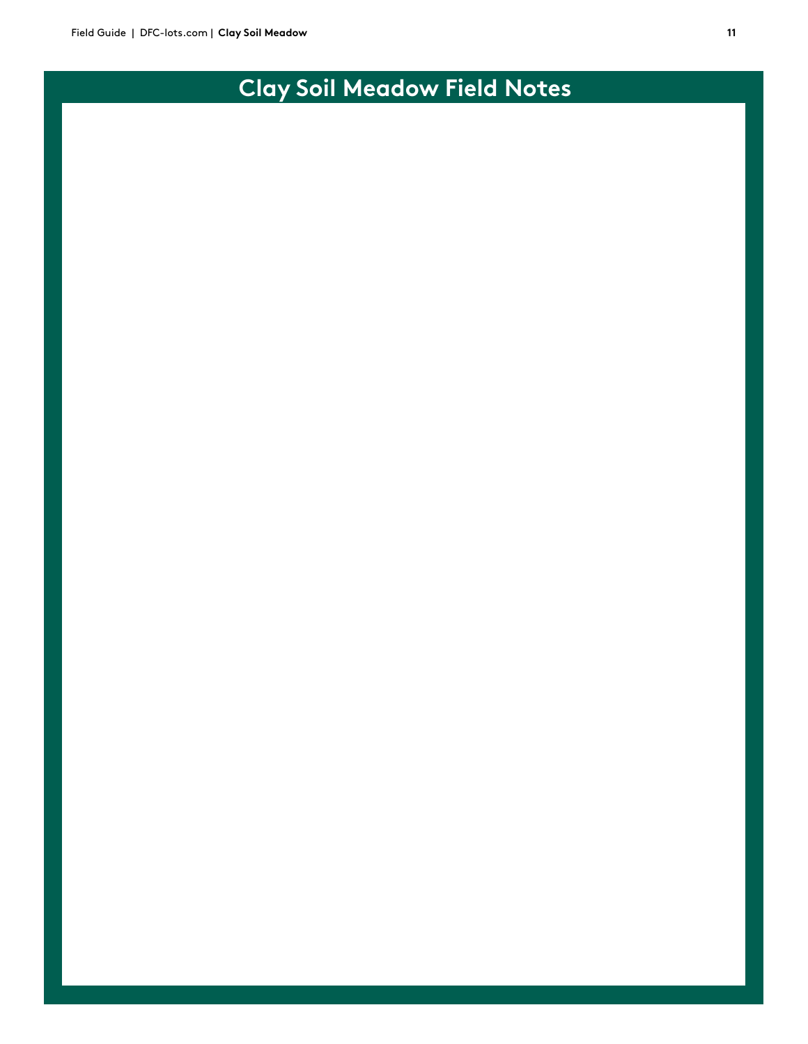# Clay Soil Meadow Field Notes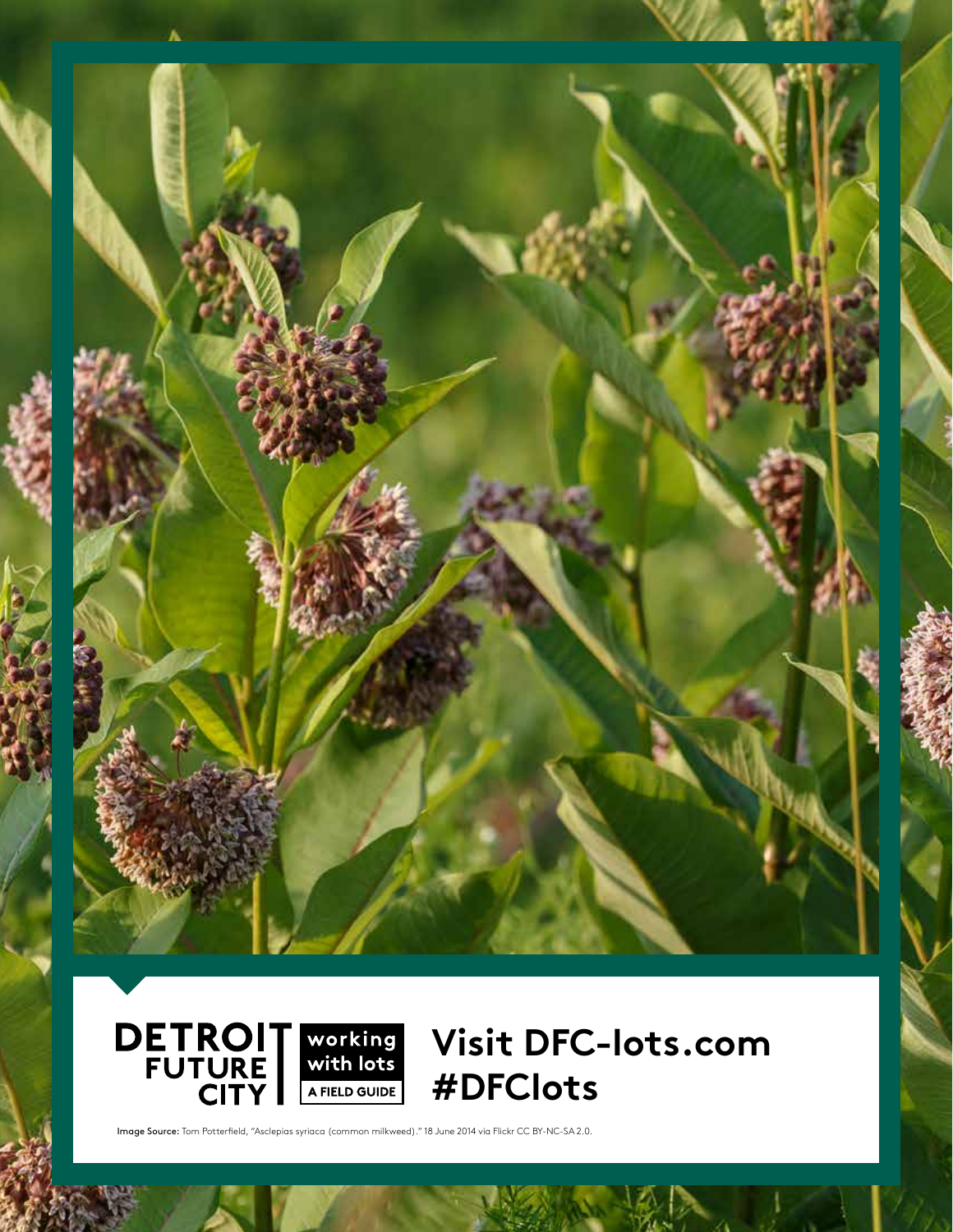DETROIT FUTURE CITY

working with lots
A FIELD GUIDE

**Visit DFC-lots.com**
**#DFClots**

**Image Source:** Tom Potterfield, "Asclepias syriaca (common milkweed)." 18 June 2014 via Flickr CC BY-NC-SA 2.0.